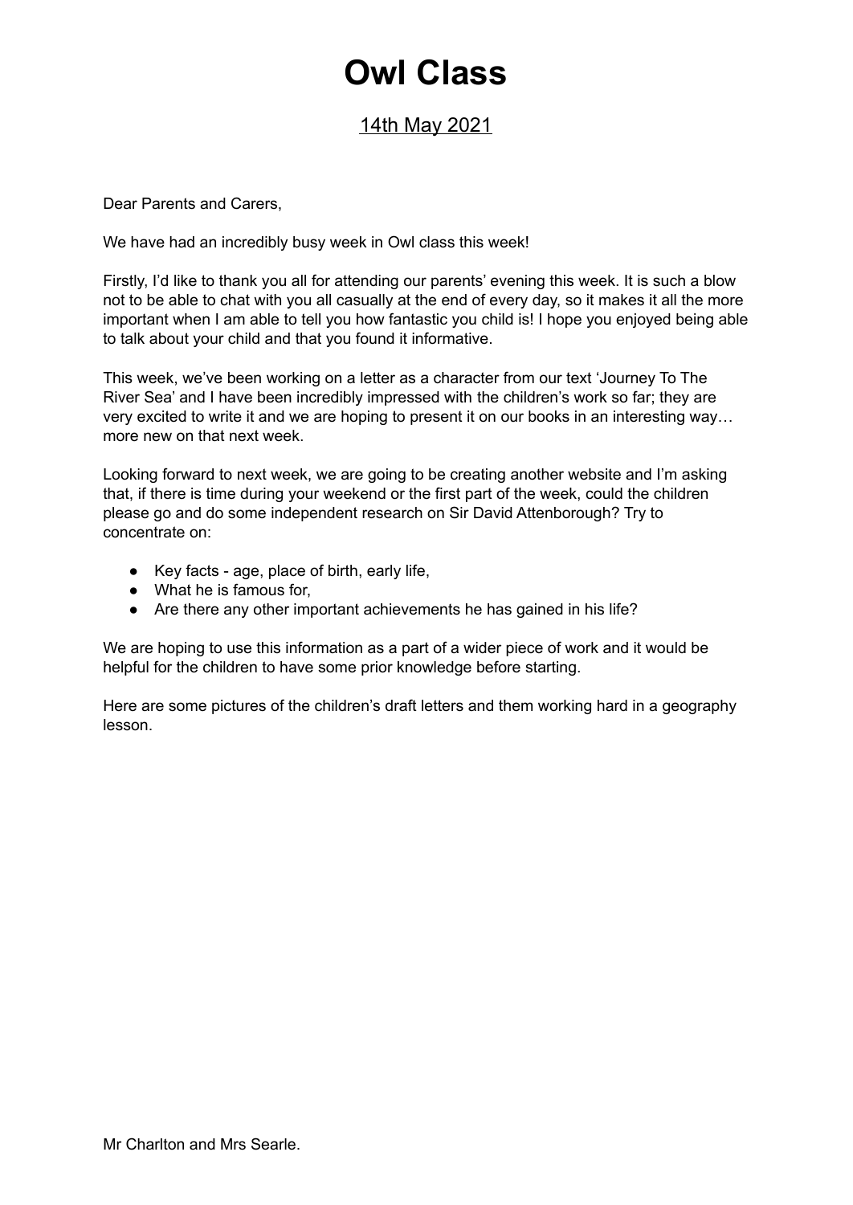# Owl Class

14th May 2021

Dear Parents and Carers,

We have had an incredibly busy week in Owl class this week!

Firstly, I'd like to thank you all for attending our parents' evening this week. It is such a blow not to be able to chat with you all casually at the end of every day, so it makes it all the more important when I am able to tell you how fantastic you child is! I hope you enjoyed being able to talk about your child and that you found it informative.

This week, we've been working on a letter as a character from our text 'Journey To The River Sea' and I have been incredibly impressed with the children's work so far; they are very excited to write it and we are hoping to present it on our books in an interesting way… more new on that next week.

Looking forward to next week, we are going to be creating another website and I'm asking that, if there is time during your weekend or the first part of the week, could the children please go and do some independent research on Sir David Attenborough? Try to concentrate on:

- Key facts - age, place of birth, early life,
- What he is famous for,
- Are there any other important achievements he has gained in his life?

We are hoping to use this information as a part of a wider piece of work and it would be helpful for the children to have some prior knowledge before starting.

Here are some pictures of the children's draft letters and them working hard in a geography lesson.

Mr Charlton and Mrs Searle.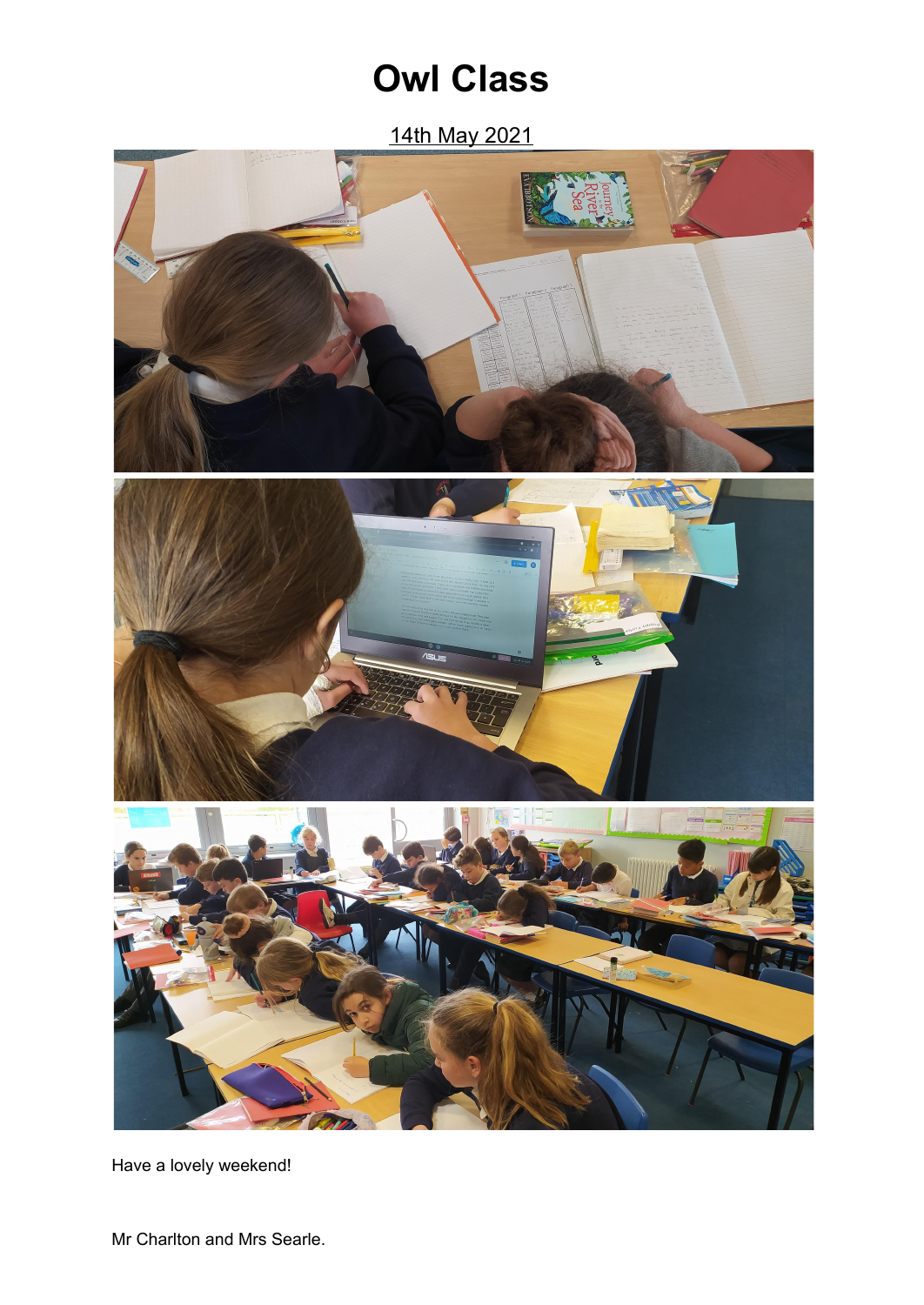# Owl Class

14th May 2021

Have a lovely weekend!

Mr Charlton and Mrs Searle.